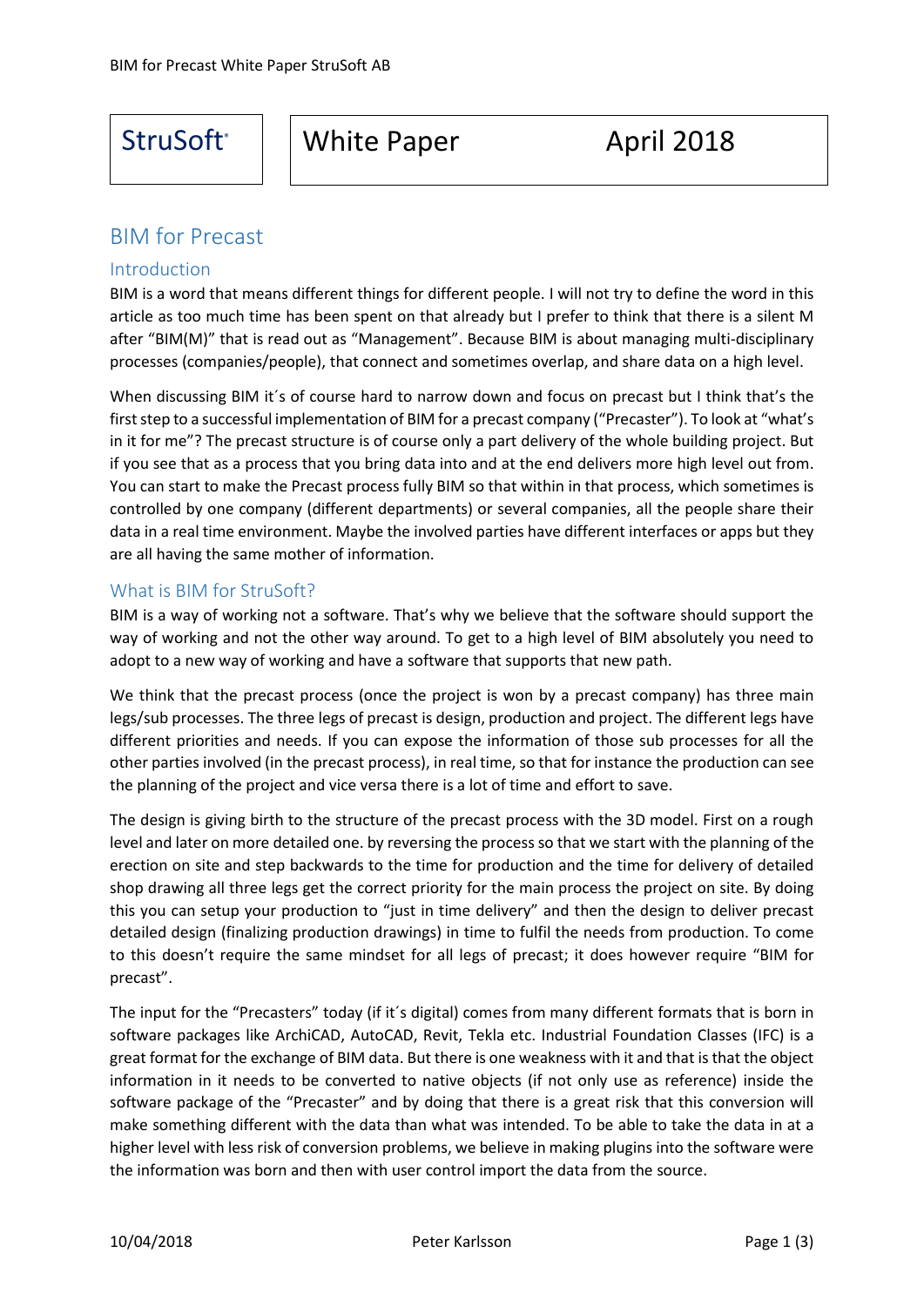StruSoft® | White Paper | April 2018

# BIM for Precast

## Introduction

BIM is a word that means different things for different people. I will not try to define the word in this article as too much time has been spent on that already but I prefer to think that there is a silent M after "BIM(M)" that is read out as "Management". Because BIM is about managing multi-disciplinary processes (companies/people), that connect and sometimes overlap, and share data on a high level.

When discussing BIM it´s of course hard to narrow down and focus on precast but I think that's the first step to a successful implementation of BIM for a precast company ("Precaster"). To look at "what's in it for me"? The precast structure is of course only a part delivery of the whole building project. But if you see that as a process that you bring data into and at the end delivers more high level out from. You can start to make the Precast process fully BIM so that within in that process, which sometimes is controlled by one company (different departments) or several companies, all the people share their data in a real time environment. Maybe the involved parties have different interfaces or apps but they are all having the same mother of information.

## What is BIM for StruSoft?

BIM is a way of working not a software. That's why we believe that the software should support the way of working and not the other way around. To get to a high level of BIM absolutely you need to adopt to a new way of working and have a software that supports that new path.

We think that the precast process (once the project is won by a precast company) has three main legs/sub processes. The three legs of precast is design, production and project. The different legs have different priorities and needs. If you can expose the information of those sub processes for all the other parties involved (in the precast process), in real time, so that for instance the production can see the planning of the project and vice versa there is a lot of time and effort to save.

The design is giving birth to the structure of the precast process with the 3D model. First on a rough level and later on more detailed one. by reversing the process so that we start with the planning of the erection on site and step backwards to the time for production and the time for delivery of detailed shop drawing all three legs get the correct priority for the main process the project on site. By doing this you can setup your production to "just in time delivery" and then the design to deliver precast detailed design (finalizing production drawings) in time to fulfil the needs from production. To come to this doesn't require the same mindset for all legs of precast; it does however require "BIM for precast".

The input for the "Precasters" today (if it´s digital) comes from many different formats that is born in software packages like ArchiCAD, AutoCAD, Revit, Tekla etc. Industrial Foundation Classes (IFC) is a great format for the exchange of BIM data. But there is one weakness with it and that is that the object information in it needs to be converted to native objects (if not only use as reference) inside the software package of the "Precaster" and by doing that there is a great risk that this conversion will make something different with the data than what was intended. To be able to take the data in at a higher level with less risk of conversion problems, we believe in making plugins into the software were the information was born and then with user control import the data from the source.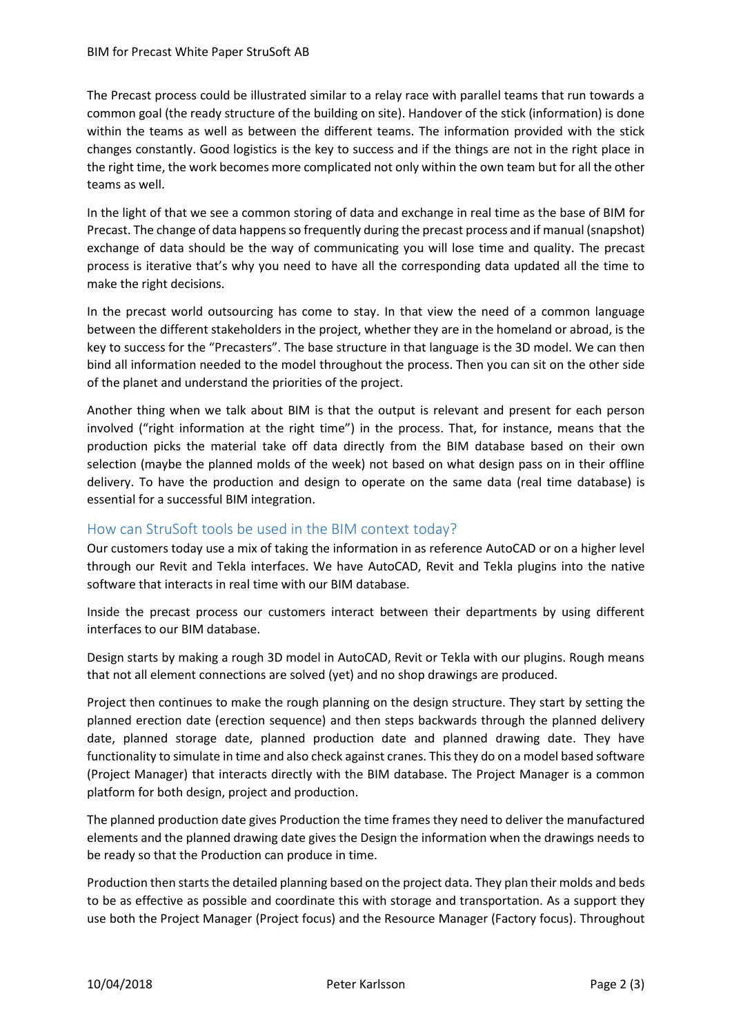The Precast process could be illustrated similar to a relay race with parallel teams that run towards a common goal (the ready structure of the building on site). Handover of the stick (information) is done within the teams as well as between the different teams. The information provided with the stick changes constantly. Good logistics is the key to success and if the things are not in the right place in the right time, the work becomes more complicated not only within the own team but for all the other teams as well.

In the light of that we see a common storing of data and exchange in real time as the base of BIM for Precast. The change of data happens so frequently during the precast process and if manual (snapshot) exchange of data should be the way of communicating you will lose time and quality. The precast process is iterative that's why you need to have all the corresponding data updated all the time to make the right decisions.

In the precast world outsourcing has come to stay. In that view the need of a common language between the different stakeholders in the project, whether they are in the homeland or abroad, is the key to success for the "Precasters". The base structure in that language is the 3D model. We can then bind all information needed to the model throughout the process. Then you can sit on the other side of the planet and understand the priorities of the project.

Another thing when we talk about BIM is that the output is relevant and present for each person involved ("right information at the right time") in the process. That, for instance, means that the production picks the material take off data directly from the BIM database based on their own selection (maybe the planned molds of the week) not based on what design pass on in their offline delivery. To have the production and design to operate on the same data (real time database) is essential for a successful BIM integration.

## How can StruSoft tools be used in the BIM context today?

Our customers today use a mix of taking the information in as reference AutoCAD or on a higher level through our Revit and Tekla interfaces. We have AutoCAD, Revit and Tekla plugins into the native software that interacts in real time with our BIM database.

Inside the precast process our customers interact between their departments by using different interfaces to our BIM database.

Design starts by making a rough 3D model in AutoCAD, Revit or Tekla with our plugins. Rough means that not all element connections are solved (yet) and no shop drawings are produced.

Project then continues to make the rough planning on the design structure. They start by setting the planned erection date (erection sequence) and then steps backwards through the planned delivery date, planned storage date, planned production date and planned drawing date. They have functionality to simulate in time and also check against cranes. This they do on a model based software (Project Manager) that interacts directly with the BIM database. The Project Manager is a common platform for both design, project and production.

The planned production date gives Production the time frames they need to deliver the manufactured elements and the planned drawing date gives the Design the information when the drawings needs to be ready so that the Production can produce in time.

Production then starts the detailed planning based on the project data. They plan their molds and beds to be as effective as possible and coordinate this with storage and transportation. As a support they use both the Project Manager (Project focus) and the Resource Manager (Factory focus). Throughout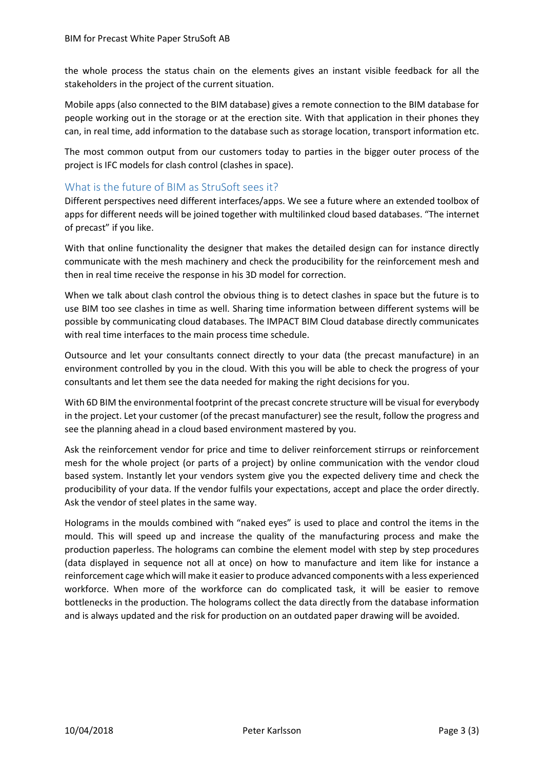the whole process the status chain on the elements gives an instant visible feedback for all the stakeholders in the project of the current situation.

Mobile apps (also connected to the BIM database) gives a remote connection to the BIM database for people working out in the storage or at the erection site. With that application in their phones they can, in real time, add information to the database such as storage location, transport information etc.

The most common output from our customers today to parties in the bigger outer process of the project is IFC models for clash control (clashes in space).

## What is the future of BIM as StruSoft sees it?

Different perspectives need different interfaces/apps. We see a future where an extended toolbox of apps for different needs will be joined together with multilinked cloud based databases. "The internet of precast" if you like.

With that online functionality the designer that makes the detailed design can for instance directly communicate with the mesh machinery and check the producibility for the reinforcement mesh and then in real time receive the response in his 3D model for correction.

When we talk about clash control the obvious thing is to detect clashes in space but the future is to use BIM too see clashes in time as well. Sharing time information between different systems will be possible by communicating cloud databases. The IMPACT BIM Cloud database directly communicates with real time interfaces to the main process time schedule.

Outsource and let your consultants connect directly to your data (the precast manufacture) in an environment controlled by you in the cloud. With this you will be able to check the progress of your consultants and let them see the data needed for making the right decisions for you.

With 6D BIM the environmental footprint of the precast concrete structure will be visual for everybody in the project. Let your customer (of the precast manufacturer) see the result, follow the progress and see the planning ahead in a cloud based environment mastered by you.

Ask the reinforcement vendor for price and time to deliver reinforcement stirrups or reinforcement mesh for the whole project (or parts of a project) by online communication with the vendor cloud based system. Instantly let your vendors system give you the expected delivery time and check the producibility of your data. If the vendor fulfils your expectations, accept and place the order directly. Ask the vendor of steel plates in the same way.

Holograms in the moulds combined with "naked eyes" is used to place and control the items in the mould. This will speed up and increase the quality of the manufacturing process and make the production paperless. The holograms can combine the element model with step by step procedures (data displayed in sequence not all at once) on how to manufacture and item like for instance a reinforcement cage which will make it easier to produce advanced components with a less experienced workforce. When more of the workforce can do complicated task, it will be easier to remove bottlenecks in the production. The holograms collect the data directly from the database information and is always updated and the risk for production on an outdated paper drawing will be avoided.